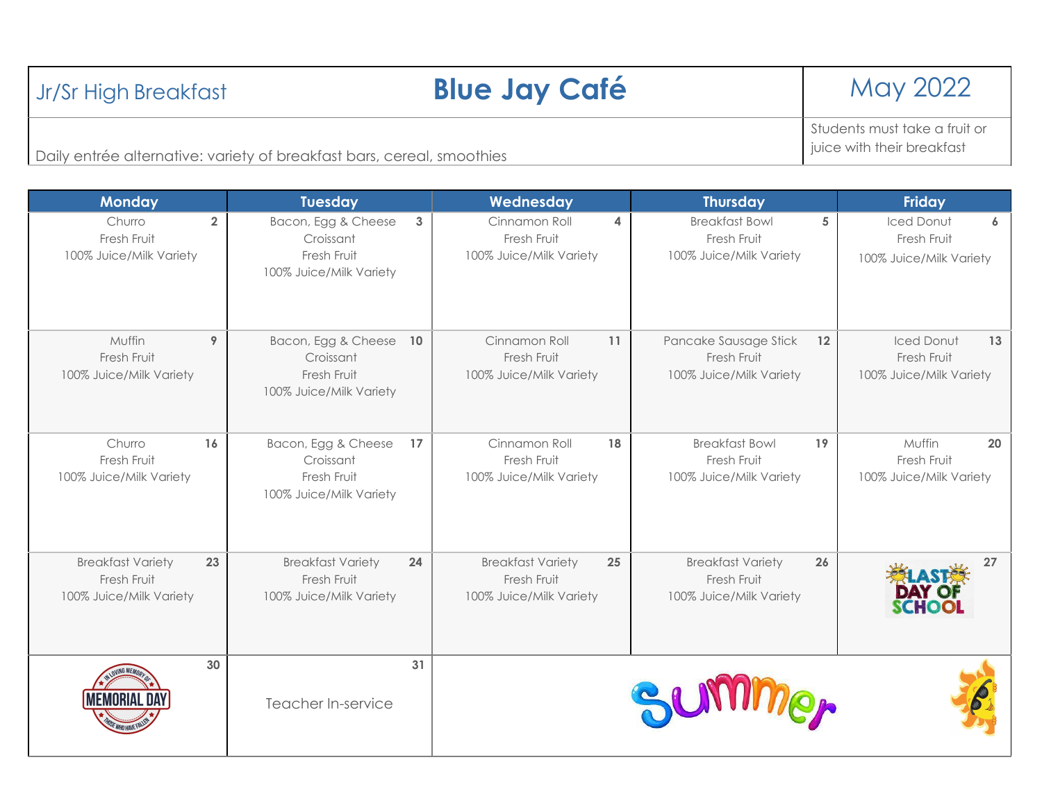| Jr/Sr High Breakfast | **Blue Jay Café** | May 2022 |
|---|---|---|
| Daily entrée alternative: variety of breakfast bars, cereal, smoothies | | Students must take a fruit or juice with their breakfast |

| Monday | Tuesday | Wednesday | Thursday | Friday |
|---|---|---|---|---|
| **2** Churro, Fresh Fruit, 100% Juice/Milk Variety | **3** Bacon, Egg & Cheese Croissant, Fresh Fruit, 100% Juice/Milk Variety | **4** Cinnamon Roll, Fresh Fruit, 100% Juice/Milk Variety | **5** Breakfast Bowl, Fresh Fruit, 100% Juice/Milk Variety | **6** Iced Donut, Fresh Fruit, 100% Juice/Milk Variety |
| **9** Muffin, Fresh Fruit, 100% Juice/Milk Variety | **10** Bacon, Egg & Cheese Croissant, Fresh Fruit, 100% Juice/Milk Variety | **11** Cinnamon Roll, Fresh Fruit, 100% Juice/Milk Variety | **12** Pancake Sausage Stick, Fresh Fruit, 100% Juice/Milk Variety | **13** Iced Donut, Fresh Fruit, 100% Juice/Milk Variety |
| **16** Churro, Fresh Fruit, 100% Juice/Milk Variety | **17** Bacon, Egg & Cheese Croissant, Fresh Fruit, 100% Juice/Milk Variety | **18** Cinnamon Roll, Fresh Fruit, 100% Juice/Milk Variety | **19** Breakfast Bowl, Fresh Fruit, 100% Juice/Milk Variety | **20** Muffin, Fresh Fruit, 100% Juice/Milk Variety |
| **23** Breakfast Variety, Fresh Fruit, 100% Juice/Milk Variety | **24** Breakfast Variety, Fresh Fruit, 100% Juice/Milk Variety | **25** Breakfast Variety, Fresh Fruit, 100% Juice/Milk Variety | **26** Breakfast Variety, Fresh Fruit, 100% Juice/Milk Variety | **27** LAST DAY OF SCHOOL |
| **30** In Loving Memory of Those Who Have Fallen – MEMORIAL DAY | **31** Teacher In-service | Summer | | |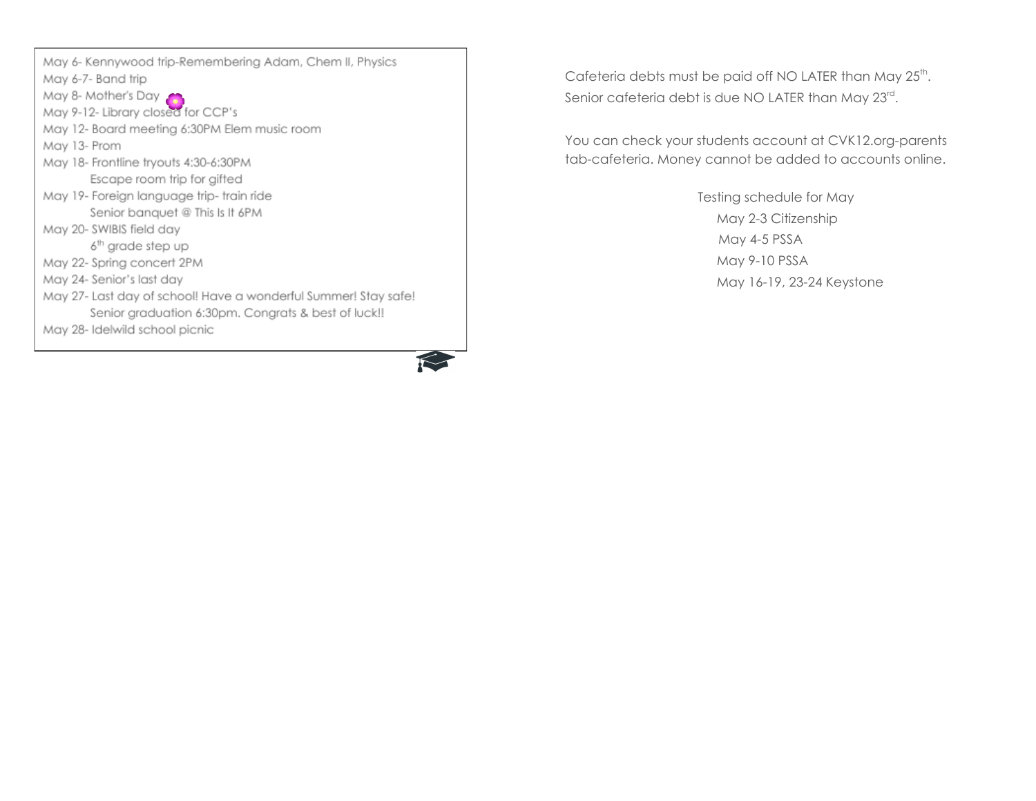May 6- Kennywood trip-Remembering Adam, Chem II, Physics
May 6-7- Band trip
May 8- Mother's Day
May 9-12- Library closed for CCP's
May 12- Board meeting 6:30PM Elem music room
May 13- Prom
May 18- Frontline tryouts 4:30-6:30PM
Escape room trip for gifted
May 19- Foreign language trip- train ride
Senior banquet @ This Is It 6PM
May 20- SWIBIS field day
6th grade step up
May 22- Spring concert 2PM
May 24- Senior's last day
May 27- Last day of school! Have a wonderful Summer! Stay safe!
Senior graduation 6:30pm. Congrats & best of luck!!
May 28- Idelwild school picnic

Cafeteria debts must be paid off NO LATER than May 25th.
Senior cafeteria debt is due NO LATER than May 23rd.

You can check your students account at CVK12.org-parents tab-cafeteria. Money cannot be added to accounts online.

Testing schedule for May
May 2-3 Citizenship
May 4-5 PSSA
May 9-10 PSSA
May 16-19, 23-24 Keystone